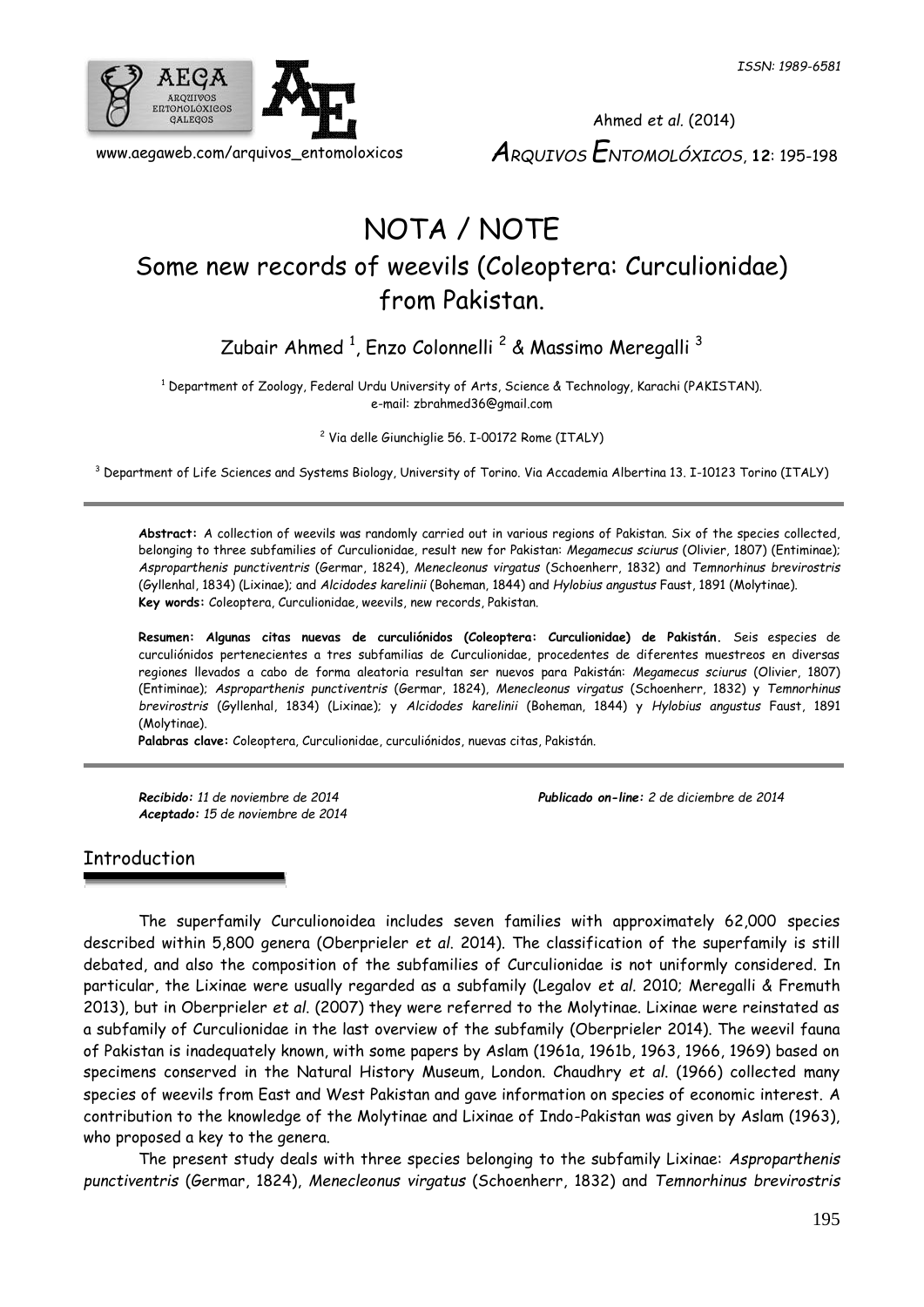NOTA / NOTE

# Some new records of weevils (Coleoptera: Curculionidae) from Pakistan.

Zubair Ahmed [1], Enzo Colonnelli [2] & Massimo Meregalli [3]

[1] Department of Zoology, Federal Urdu University of Arts, Science & Technology, Karachi (PAKISTAN). e-mail: zbrahmed36@gmail.com

[2] Via delle Giunchiglie 56. I-00172 Rome (ITALY)

[3] Department of Life Sciences and Systems Biology, University of Torino. Via Accademia Albertina 13. I-10123 Torino (ITALY)

---

**Abstract:** A collection of weevils was randomly carried out in various regions of Pakistan. Six of the species collected, belonging to three subfamilies of Curculionidae, result new for Pakistan: *Megamecus sciurus* (Olivier, 1807) (Entiminae); *Asproparthenis punctiventris* (Germar, 1824), *Menecleonus virgatus* (Schoenherr, 1832) and *Temnorhinus brevirostris* (Gyllenhal, 1834) (Lixinae); and *Alcidodes karelinii* (Boheman, 1844) and *Hylobius angustus* Faust, 1891 (Molytinae).
**Key words:** Coleoptera, Curculionidae, weevils, new records, Pakistan.

**Resumen: Algunas citas nuevas de curculiónidos (Coleoptera: Curculionidae) de Pakistán.** Seis especies de curculiónidos pertenecientes a tres subfamilias de Curculionidae, procedentes de diferentes muestreos en diversas regiones llevados a cabo de forma aleatoria resultan ser nuevos para Pakistán: *Megamecus sciurus* (Olivier, 1807) (Entiminae); *Asproparthenis punctiventris* (Germar, 1824), *Menecleonus virgatus* (Schoenherr, 1832) y *Temnorhinus brevirostris* (Gyllenhal, 1834) (Lixinae); y *Alcidodes karelinii* (Boheman, 1844) y *Hylobius angustus* Faust, 1891 (Molytinae).
**Palabras clave:** Coleoptera, Curculionidae, curculiónidos, nuevas citas, Pakistán.

---

*Recibido: 11 de noviembre de 2014*
*Aceptado: 15 de noviembre de 2014*
*Publicado on-line: 2 de diciembre de 2014*

## Introduction

The superfamily Curculionoidea includes seven families with approximately 62,000 species described within 5,800 genera (Oberprieler *et al.* 2014). The classification of the superfamily is still debated, and also the composition of the subfamilies of Curculionidae is not uniformly considered. In particular, the Lixinae were usually regarded as a subfamily (Legalov *et al.* 2010; Meregalli & Fremuth 2013), but in Oberprieler *et al.* (2007) they were referred to the Molytinae. Lixinae were reinstated as a subfamily of Curculionidae in the last overview of the subfamily (Oberprieler 2014). The weevil fauna of Pakistan is inadequately known, with some papers by Aslam (1961a, 1961b, 1963, 1966, 1969) based on specimens conserved in the Natural History Museum, London. Chaudhry *et al.* (1966) collected many species of weevils from East and West Pakistan and gave information on species of economic interest. A contribution to the knowledge of the Molytinae and Lixinae of Indo-Pakistan was given by Aslam (1963), who proposed a key to the genera.

The present study deals with three species belonging to the subfamily Lixinae: *Asproparthenis punctiventris* (Germar, 1824), *Menecleonus virgatus* (Schoenherr, 1832) and *Temnorhinus brevirostris*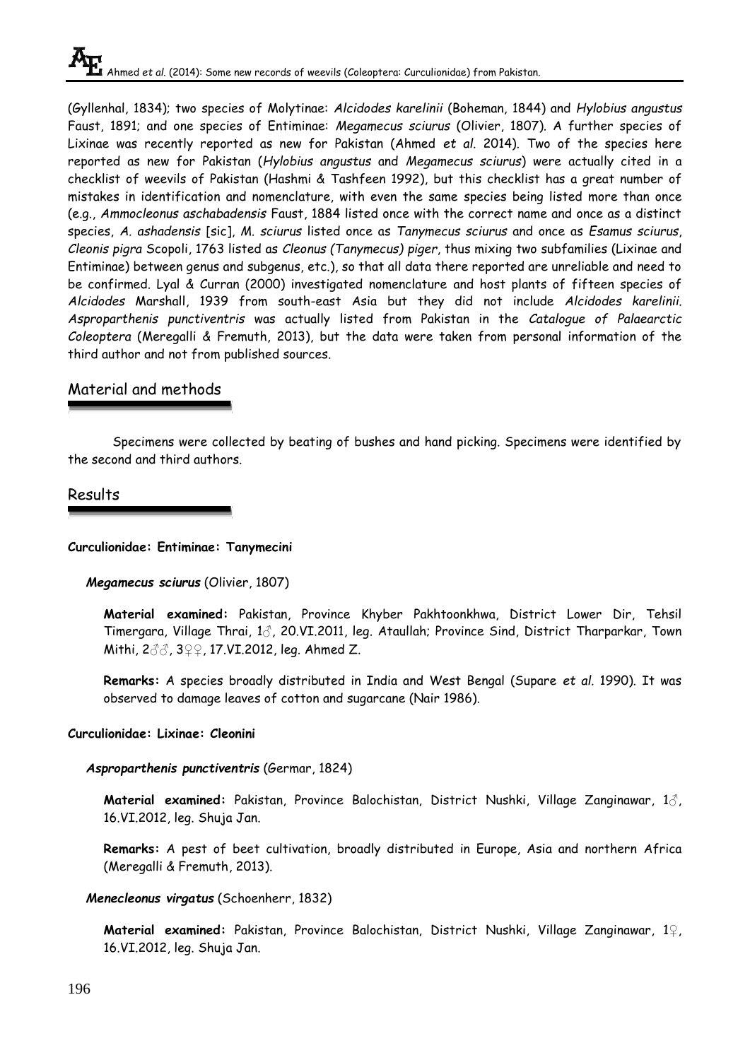(Gyllenhal, 1834); two species of Molytinae: *Alcidodes karelinii* (Boheman, 1844) and *Hylobius angustus* Faust, 1891; and one species of Entiminae: *Megamecus sciurus* (Olivier, 1807). A further species of Lixinae was recently reported as new for Pakistan (Ahmed *et al*. 2014). Two of the species here reported as new for Pakistan (*Hylobius angustus* and *Megamecus sciurus*) were actually cited in a checklist of weevils of Pakistan (Hashmi & Tashfeen 1992), but this checklist has a great number of mistakes in identification and nomenclature, with even the same species being listed more than once (e.g., *Ammocleonus aschabadensis* Faust, 1884 listed once with the correct name and once as a distinct species, *A. ashadensis* [sic], *M. sciurus* listed once as *Tanymecus sciurus* and once as *Esamus sciurus*, *Cleonis pigra* Scopoli, 1763 listed as *Cleonus (Tanymecus) piger*, thus mixing two subfamilies (Lixinae and Entiminae) between genus and subgenus, etc.), so that all data there reported are unreliable and need to be confirmed. Lyal & Curran (2000) investigated nomenclature and host plants of fifteen species of *Alcidodes* Marshall, 1939 from south-east Asia but they did not include *Alcidodes karelinii*. *Asproparthenis punctiventris* was actually listed from Pakistan in the *Catalogue of Palaearctic Coleoptera* (Meregalli & Fremuth, 2013), but the data were taken from personal information of the third author and not from published sources.

## Material and methods

Specimens were collected by beating of bushes and hand picking. Specimens were identified by the second and third authors.

## Results

**Curculionidae: Entiminae: Tanymecini**

***Megamecus sciurus*** (Olivier, 1807)

**Material examined:** Pakistan, Province Khyber Pakhtoonkhwa, District Lower Dir, Tehsil Timergara, Village Thrai, 1♂, 20.VI.2011, leg. Ataullah; Province Sind, District Tharparkar, Town Mithi, 2♂♂, 3♀♀, 17.VI.2012, leg. Ahmed Z.

**Remarks:** A species broadly distributed in India and West Bengal (Supare *et al*. 1990). It was observed to damage leaves of cotton and sugarcane (Nair 1986).

**Curculionidae: Lixinae: Cleonini**

***Asproparthenis punctiventris*** (Germar, 1824)

**Material examined:** Pakistan, Province Balochistan, District Nushki, Village Zanginawar, 1♂, 16.VI.2012, leg. Shuja Jan.

**Remarks:** A pest of beet cultivation, broadly distributed in Europe, Asia and northern Africa (Meregalli & Fremuth, 2013).

***Menecleonus virgatus*** (Schoenherr, 1832)

**Material examined:** Pakistan, Province Balochistan, District Nushki, Village Zanginawar, 1♀, 16.VI.2012, leg. Shuja Jan.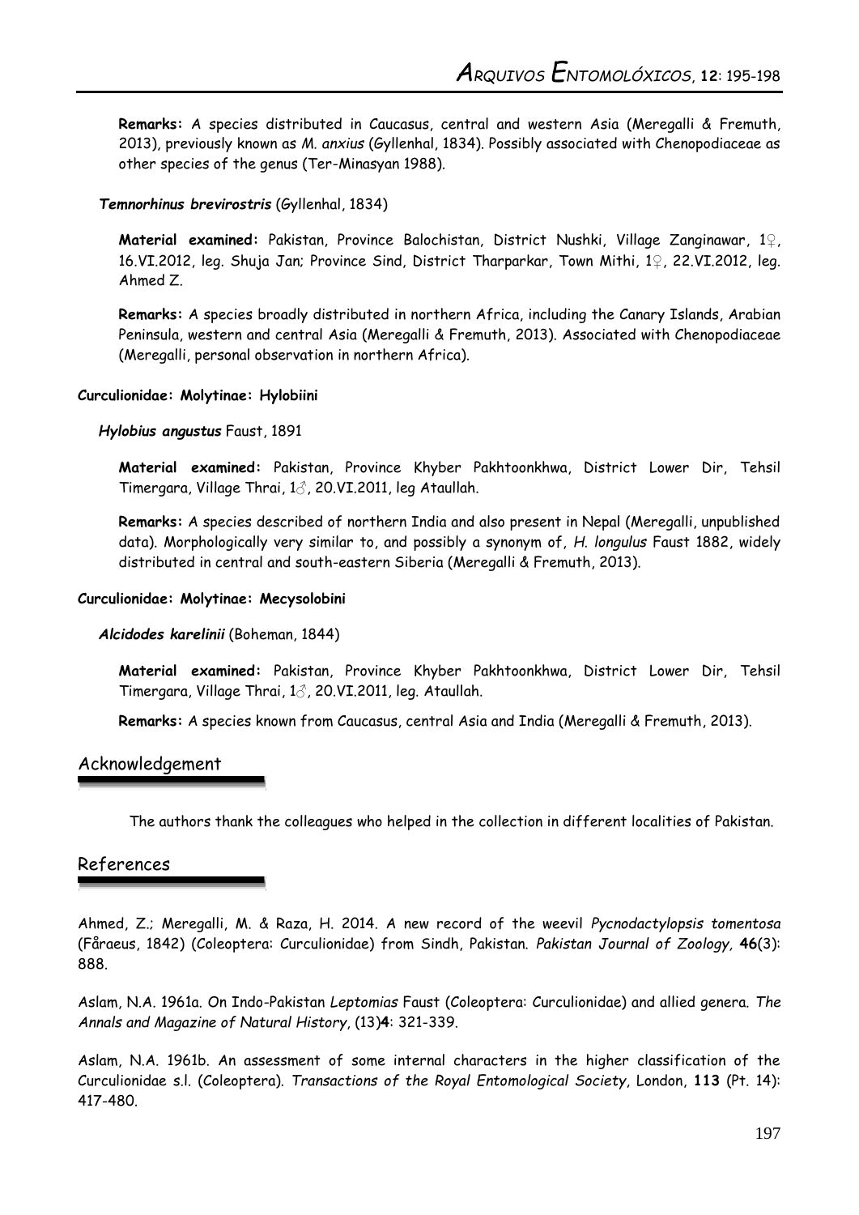**Remarks:** A species distributed in Caucasus, central and western Asia (Meregalli & Fremuth, 2013), previously known as *M. anxius* (Gyllenhal, 1834). Possibly associated with Chenopodiaceae as other species of the genus (Ter-Minasyan 1988).

***Temnorhinus brevirostris*** (Gyllenhal, 1834)

**Material examined:** Pakistan, Province Balochistan, District Nushki, Village Zanginawar, 1♀, 16.VI.2012, leg. Shuja Jan; Province Sind, District Tharparkar, Town Mithi, 1♀, 22.VI.2012, leg. Ahmed Z.

**Remarks:** A species broadly distributed in northern Africa, including the Canary Islands, Arabian Peninsula, western and central Asia (Meregalli & Fremuth, 2013). Associated with Chenopodiaceae (Meregalli, personal observation in northern Africa).

**Curculionidae: Molytinae: Hylobiini**

***Hylobius angustus*** Faust, 1891

**Material examined:** Pakistan, Province Khyber Pakhtoonkhwa, District Lower Dir, Tehsil Timergara, Village Thrai, 1♂, 20.VI.2011, leg Ataullah.

**Remarks:** A species described of northern India and also present in Nepal (Meregalli, unpublished data). Morphologically very similar to, and possibly a synonym of, *H. longulus* Faust 1882, widely distributed in central and south-eastern Siberia (Meregalli & Fremuth, 2013).

**Curculionidae: Molytinae: Mecysolobini**

***Alcidodes karelinii*** (Boheman, 1844)

**Material examined:** Pakistan, Province Khyber Pakhtoonkhwa, District Lower Dir, Tehsil Timergara, Village Thrai, 1♂, 20.VI.2011, leg. Ataullah.

**Remarks:** A species known from Caucasus, central Asia and India (Meregalli & Fremuth, 2013).

## Acknowledgement

The authors thank the colleagues who helped in the collection in different localities of Pakistan.

## References

Ahmed, Z.; Meregalli, M. & Raza, H. 2014. A new record of the weevil *Pycnodactylopsis tomentosa* (Fåraeus, 1842) (Coleoptera: Curculionidae) from Sindh, Pakistan. *Pakistan Journal of Zoology,* **46**(3): 888.

Aslam, N.A. 1961a. On Indo-Pakistan *Leptomias* Faust (Coleoptera: Curculionidae) and allied genera. *The Annals and Magazine of Natural History*, (13)**4**: 321-339.

Aslam, N.A. 1961b. An assessment of some internal characters in the higher classification of the Curculionidae s.l. (Coleoptera). *Transactions of the Royal Entomological Society*, London, **113** (Pt. 14): 417-480.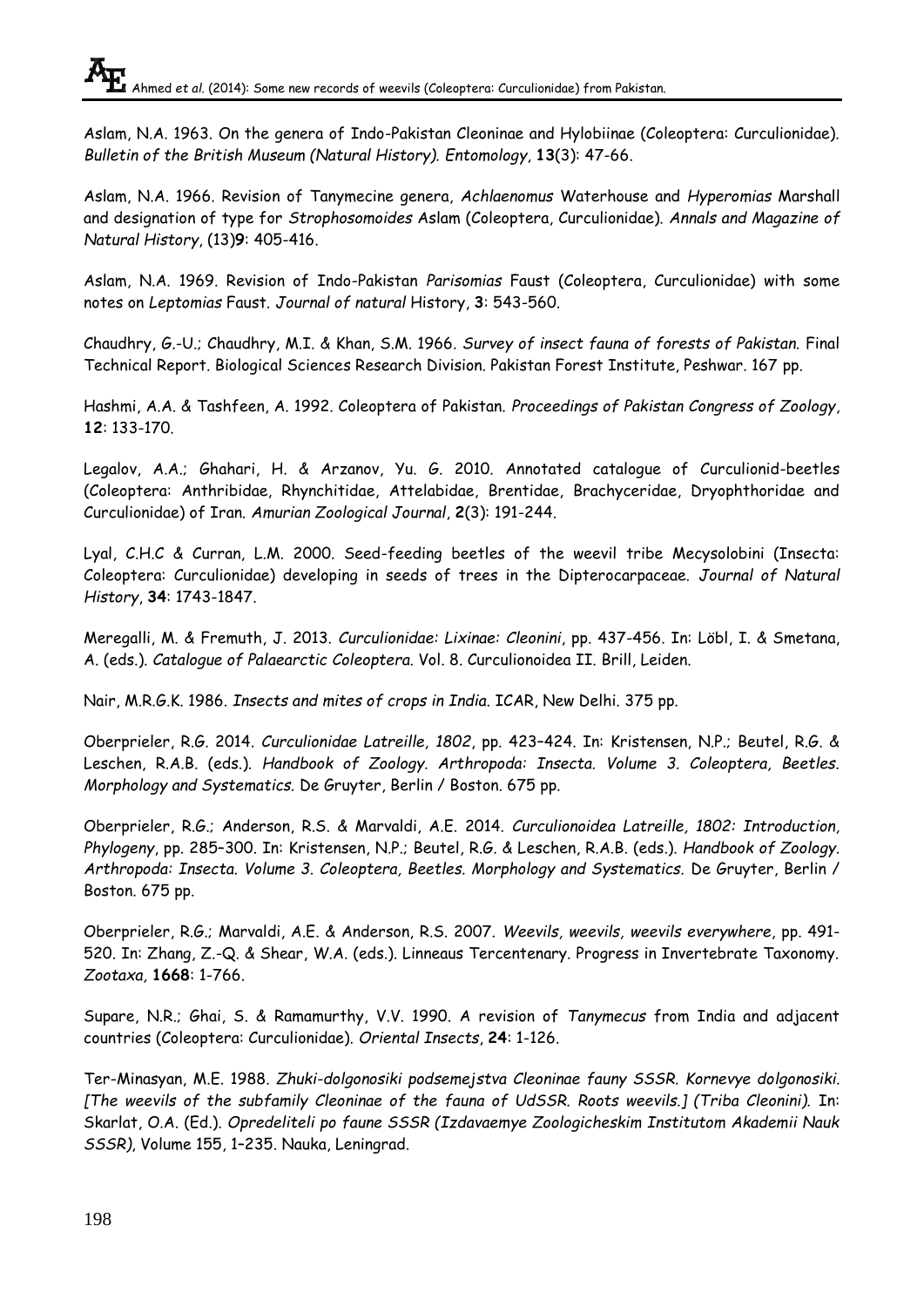Aslam, N.A. 1963. On the genera of Indo-Pakistan Cleoninae and Hylobiinae (Coleoptera: Curculionidae). *Bulletin of the British Museum (Natural History). Entomology*, **13**(3): 47-66.

Aslam, N.A. 1966. Revision of Tanymecine genera, *Achlaenomus* Waterhouse and *Hyperomias* Marshall and designation of type for *Strophosomoides* Aslam (Coleoptera, Curculionidae). *Annals and Magazine of Natural History*, (13)**9**: 405-416.

Aslam, N.A. 1969. Revision of Indo-Pakistan *Parisomias* Faust (Coleoptera, Curculionidae) with some notes on *Leptomias* Faust. *Journal of natural* History, **3**: 543-560.

Chaudhry, G.-U.; Chaudhry, M.I. & Khan, S.M. 1966. *Survey of insect fauna of forests of Pakistan.* Final Technical Report. Biological Sciences Research Division. Pakistan Forest Institute, Peshwar. 167 pp.

Hashmi, A.A. & Tashfeen, A. 1992. Coleoptera of Pakistan. *Proceedings of Pakistan Congress of Zoology*, **12**: 133-170.

Legalov, A.A.; Ghahari, H. & Arzanov, Yu. G. 2010. Annotated catalogue of Curculionid-beetles (Coleoptera: Anthribidae, Rhynchitidae, Attelabidae, Brentidae, Brachyceridae, Dryophthoridae and Curculionidae) of Iran. *Amurian Zoological Journal*, **2**(3): 191-244.

Lyal, C.H.C & Curran, L.M. 2000. Seed-feeding beetles of the weevil tribe Mecysolobini (Insecta: Coleoptera: Curculionidae) developing in seeds of trees in the Dipterocarpaceae. *Journal of Natural History*, **34**: 1743-1847.

Meregalli, M. & Fremuth, J. 2013. *Curculionidae: Lixinae: Cleonini*, pp. 437-456. In: Löbl, I. & Smetana, A. (eds.). *Catalogue of Palaearctic Coleoptera*. Vol. 8. Curculionoidea II. Brill, Leiden.

Nair, M.R.G.K. 1986. *Insects and mites of crops in India.* ICAR, New Delhi. 375 pp.

Oberprieler, R.G. 2014. *Curculionidae Latreille, 1802*, pp. 423–424. In: Kristensen, N.P.; Beutel, R.G. & Leschen, R.A.B. (eds.). *Handbook of Zoology. Arthropoda: Insecta. Volume 3. Coleoptera, Beetles. Morphology and Systematics.* De Gruyter, Berlin / Boston. 675 pp.

Oberprieler, R.G.; Anderson, R.S. & Marvaldi, A.E. 2014. *Curculionoidea Latreille, 1802: Introduction, Phylogeny*, pp. 285–300. In: Kristensen, N.P.; Beutel, R.G. & Leschen, R.A.B. (eds.). *Handbook of Zoology. Arthropoda: Insecta. Volume 3. Coleoptera, Beetles. Morphology and Systematics.* De Gruyter, Berlin / Boston. 675 pp.

Oberprieler, R.G.; Marvaldi, A.E. & Anderson, R.S. 2007. *Weevils, weevils, weevils everywhere*, pp. 491-520. In: Zhang, Z.-Q. & Shear, W.A. (eds.). Linneaus Tercentenary. Progress in Invertebrate Taxonomy. *Zootaxa*, **1668**: 1-766.

Supare, N.R.; Ghai, S. & Ramamurthy, V.V. 1990. A revision of *Tanymecus* from India and adjacent countries (Coleoptera: Curculionidae). *Oriental Insects*, **24**: 1-126.

Ter-Minasyan, M.E. 1988. *Zhuki-dolgonosiki podsemejstva Cleoninae fauny SSSR. Kornevye dolgonosiki. [The weevils of the subfamily Cleoninae of the fauna of UdSSR. Roots weevils.] (Triba Cleonini).* In: Skarlat, O.A. (Ed.). *Opredeliteli po faune SSSR (Izdavaemye Zoologicheskim Institutom Akademii Nauk SSSR)*, Volume 155, 1–235. Nauka, Leningrad.